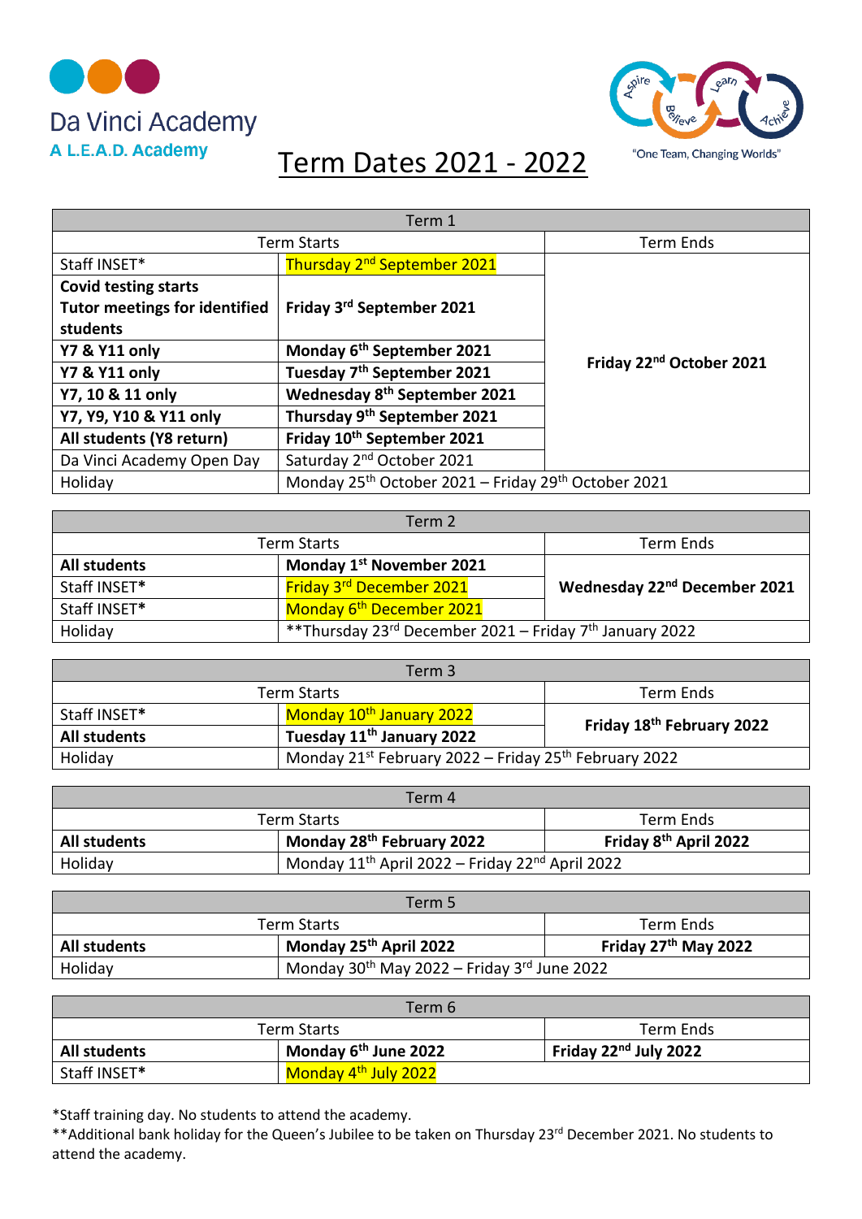Da Vinci Academy

A L.E.A.D. Academy

"One Team, Changing Worlds"

# Term Dates 2021 - 2022

| Term 1 | | |
|---|---|---|
| Term Starts | | Term Ends |
| Staff INSET* | Thursday 2nd September 2021 | **Friday 22nd October 2021** |
| **Covid testing starts Tutor meetings for identified students** | **Friday 3rd September 2021** | |
| **Y7 & Y11 only** | **Monday 6th September 2021** | |
| **Y7 & Y11 only** | **Tuesday 7th September 2021** | |
| **Y7, 10 & 11 only** | **Wednesday 8th September 2021** | |
| **Y7, Y9, Y10 & Y11 only** | **Thursday 9th September 2021** | |
| **All students (Y8 return)** | **Friday 10th September 2021** | |
| Da Vinci Academy Open Day | Saturday 2nd October 2021 | |
| Holiday | Monday 25th October 2021 – Friday 29th October 2021 | |

| Term 2 | | |
|---|---|---|
| Term Starts | | Term Ends |
| **All students** | **Monday 1st November 2021** | **Wednesday 22nd December 2021** |
| Staff INSET* | Friday 3rd December 2021 | |
| Staff INSET* | Monday 6th December 2021 | |
| Holiday | **Thursday 23rd December 2021 – Friday 7th January 2022 | |

| Term 3 | | |
|---|---|---|
| Term Starts | | Term Ends |
| Staff INSET* | Monday 10th January 2022 | **Friday 18th February 2022** |
| **All students** | **Tuesday 11th January 2022** | |
| Holiday | Monday 21st February 2022 – Friday 25th February 2022 | |

| Term 4 | | |
|---|---|---|
| Term Starts | | Term Ends |
| **All students** | **Monday 28th February 2022** | **Friday 8th April 2022** |
| Holiday | Monday 11th April 2022 – Friday 22nd April 2022 | |

| Term 5 | | |
|---|---|---|
| Term Starts | | Term Ends |
| **All students** | **Monday 25th April 2022** | **Friday 27th May 2022** |
| Holiday | Monday 30th May 2022 – Friday 3rd June 2022 | |

| Term 6 | | |
|---|---|---|
| Term Starts | | Term Ends |
| **All students** | **Monday 6th June 2022** | **Friday 22nd July 2022** |
| Staff INSET* | Monday 4th July 2022 | |

*Staff training day. No students to attend the academy.

**Additional bank holiday for the Queen's Jubilee to be taken on Thursday 23rd December 2021. No students to attend the academy.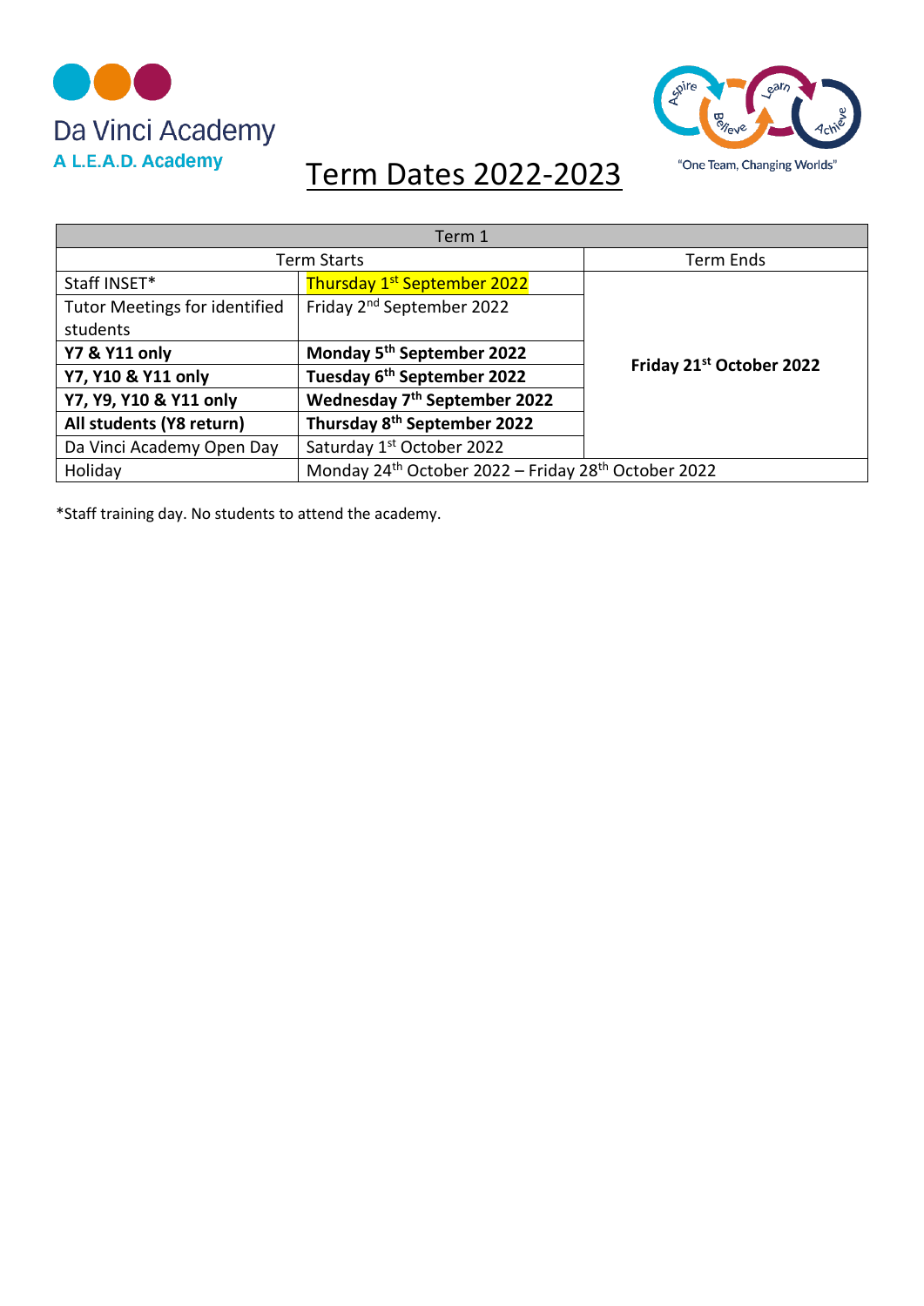Da Vinci Academy

A L.E.A.D. Academy

# Term Dates 2022-2023

"One Team, Changing Worlds"

| Term 1 | | |
|---|---|---|
| Term Starts | | Term Ends |
| Staff INSET* | Thursday 1st September 2022 | **Friday 21st October 2022** |
| Tutor Meetings for identified students | Friday 2nd September 2022 | |
| **Y7 & Y11 only** | **Monday 5th September 2022** | |
| **Y7, Y10 & Y11 only** | **Tuesday 6th September 2022** | |
| **Y7, Y9, Y10 & Y11 only** | **Wednesday 7th September 2022** | |
| **All students (Y8 return)** | **Thursday 8th September 2022** | |
| Da Vinci Academy Open Day | Saturday 1st October 2022 | |
| Holiday | Monday 24th October 2022 – Friday 28th October 2022 | |

*Staff training day. No students to attend the academy.